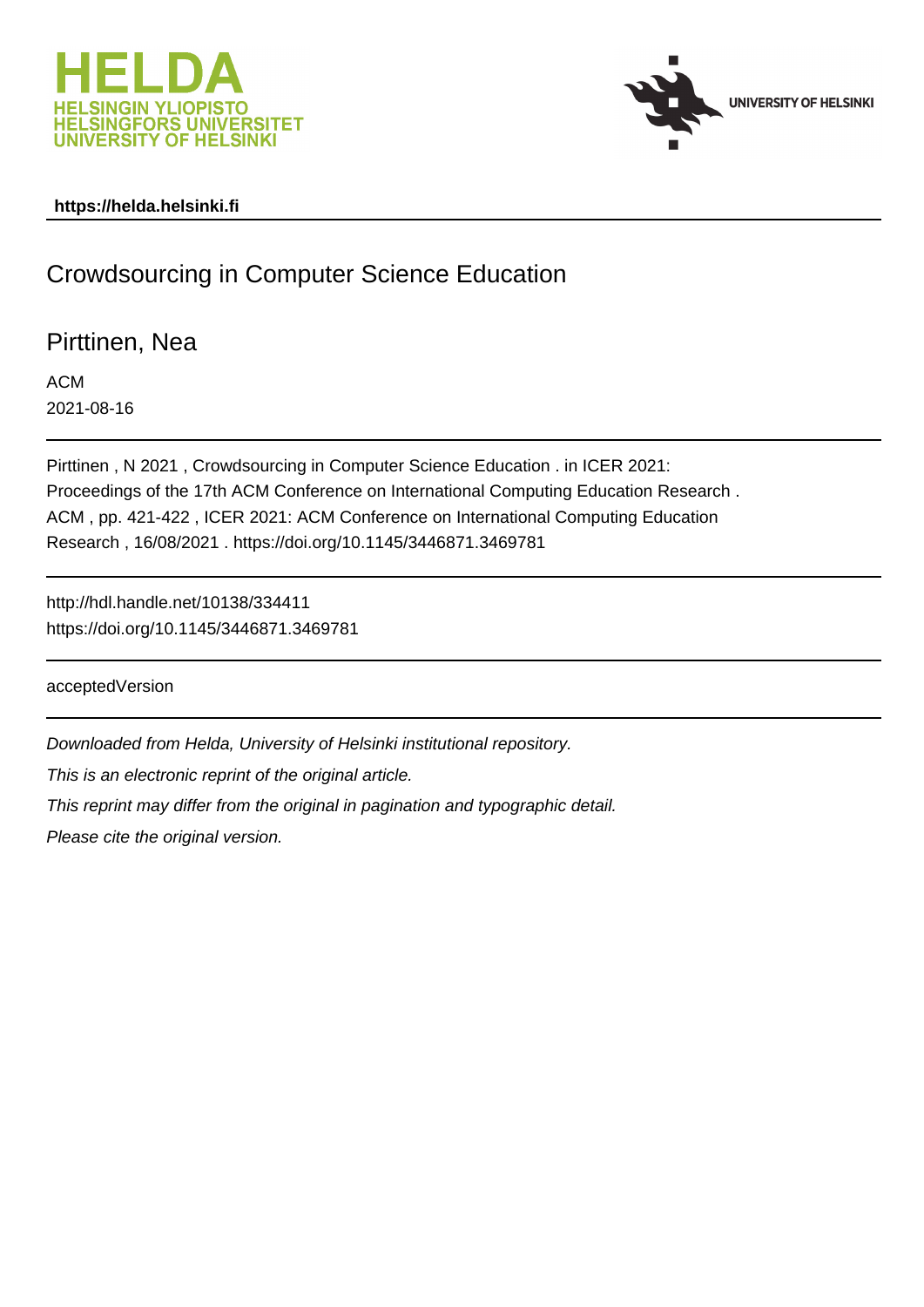HELDA
HELSINGIN YLIOPISTO
HELSINGFORS UNIVERSITET
UNIVERSITY OF HELSINKI

UNIVERSITY OF HELSINKI

**https://helda.helsinki.fi**

# Crowdsourcing in Computer Science Education

## Pirttinen, Nea

ACM

2021-08-16

Pirttinen , N 2021 , Crowdsourcing in Computer Science Education . in ICER 2021: Proceedings of the 17th ACM Conference on International Computing Education Research . ACM , pp. 421-422 , ICER 2021: ACM Conference on International Computing Education Research , 16/08/2021 . https://doi.org/10.1145/3446871.3469781

http://hdl.handle.net/10138/334411
https://doi.org/10.1145/3446871.3469781

acceptedVersion

*Downloaded from Helda, University of Helsinki institutional repository.*

*This is an electronic reprint of the original article.*

*This reprint may differ from the original in pagination and typographic detail.*

*Please cite the original version.*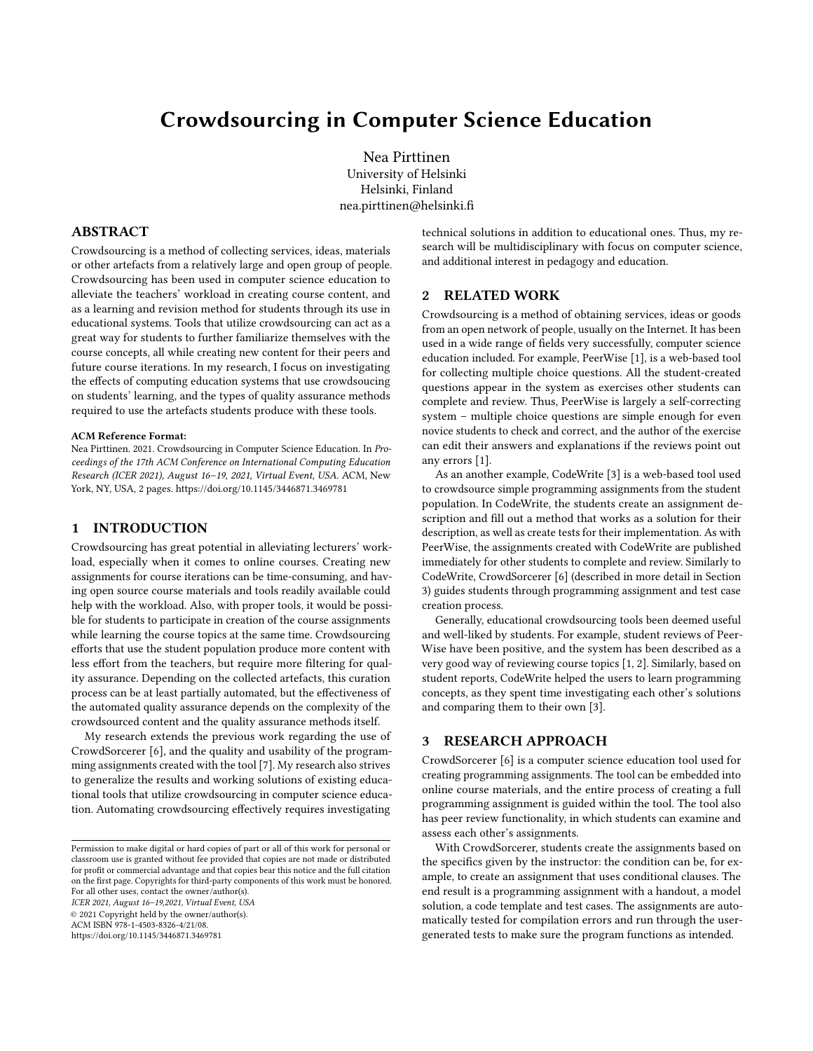# Crowdsourcing in Computer Science Education

Nea Pirttinen
University of Helsinki
Helsinki, Finland
nea.pirttinen@helsinki.fi

## ABSTRACT

Crowdsourcing is a method of collecting services, ideas, materials or other artefacts from a relatively large and open group of people. Crowdsourcing has been used in computer science education to alleviate the teachers' workload in creating course content, and as a learning and revision method for students through its use in educational systems. Tools that utilize crowdsourcing can act as a great way for students to further familiarize themselves with the course concepts, all while creating new content for their peers and future course iterations. In my research, I focus on investigating the effects of computing education systems that use crowdsoucing on students' learning, and the types of quality assurance methods required to use the artefacts students produce with these tools.

**ACM Reference Format:**
Nea Pirttinen. 2021. Crowdsourcing in Computer Science Education. In *Proceedings of the 17th ACM Conference on International Computing Education Research (ICER 2021), August 16–19, 2021, Virtual Event, USA.* ACM, New York, NY, USA, 2 pages. https://doi.org/10.1145/3446871.3469781

## 1 INTRODUCTION

Crowdsourcing has great potential in alleviating lecturers' workload, especially when it comes to online courses. Creating new assignments for course iterations can be time-consuming, and having open source course materials and tools readily available could help with the workload. Also, with proper tools, it would be possible for students to participate in creation of the course assignments while learning the course topics at the same time. Crowdsourcing efforts that use the student population produce more content with less effort from the teachers, but require more filtering for quality assurance. Depending on the collected artefacts, this curation process can be at least partially automated, but the effectiveness of the automated quality assurance depends on the complexity of the crowdsourced content and the quality assurance methods itself.

My research extends the previous work regarding the use of CrowdSorcerer [6], and the quality and usability of the programming assignments created with the tool [7]. My research also strives to generalize the results and working solutions of existing educational tools that utilize crowdsourcing in computer science education. Automating crowdsourcing effectively requires investigating technical solutions in addition to educational ones. Thus, my research will be multidisciplinary with focus on computer science, and additional interest in pedagogy and education.

## 2 RELATED WORK

Crowdsourcing is a method of obtaining services, ideas or goods from an open network of people, usually on the Internet. It has been used in a wide range of fields very successfully, computer science education included. For example, PeerWise [1], is a web-based tool for collecting multiple choice questions. All the student-created questions appear in the system as exercises other students can complete and review. Thus, PeerWise is largely a self-correcting system – multiple choice questions are simple enough for even novice students to check and correct, and the author of the exercise can edit their answers and explanations if the reviews point out any errors [1].

As an another example, CodeWrite [3] is a web-based tool used to crowdsource simple programming assignments from the student population. In CodeWrite, the students create an assignment description and fill out a method that works as a solution for their description, as well as create tests for their implementation. As with PeerWise, the assignments created with CodeWrite are published immediately for other students to complete and review. Similarly to CodeWrite, CrowdSorcerer [6] (described in more detail in Section 3) guides students through programming assignment and test case creation process.

Generally, educational crowdsourcing tools been deemed useful and well-liked by students. For example, student reviews of PeerWise have been positive, and the system has been described as a very good way of reviewing course topics [1, 2]. Similarly, based on student reports, CodeWrite helped the users to learn programming concepts, as they spent time investigating each other's solutions and comparing them to their own [3].

## 3 RESEARCH APPROACH

CrowdSorcerer [6] is a computer science education tool used for creating programming assignments. The tool can be embedded into online course materials, and the entire process of creating a full programming assignment is guided within the tool. The tool also has peer review functionality, in which students can examine and assess each other's assignments.

With CrowdSorcerer, students create the assignments based on the specifics given by the instructor: the condition can be, for example, to create an assignment that uses conditional clauses. The end result is a programming assignment with a handout, a model solution, a code template and test cases. The assignments are automatically tested for compilation errors and run through the user-generated tests to make sure the program functions as intended.

Permission to make digital or hard copies of part or all of this work for personal or classroom use is granted without fee provided that copies are not made or distributed for profit or commercial advantage and that copies bear this notice and the full citation on the first page. Copyrights for third-party components of this work must be honored. For all other uses, contact the owner/author(s).
*ICER 2021, August 16–19,2021, Virtual Event, USA*
© 2021 Copyright held by the owner/author(s).
ACM ISBN 978-1-4503-8326-4/21/08.
https://doi.org/10.1145/3446871.3469781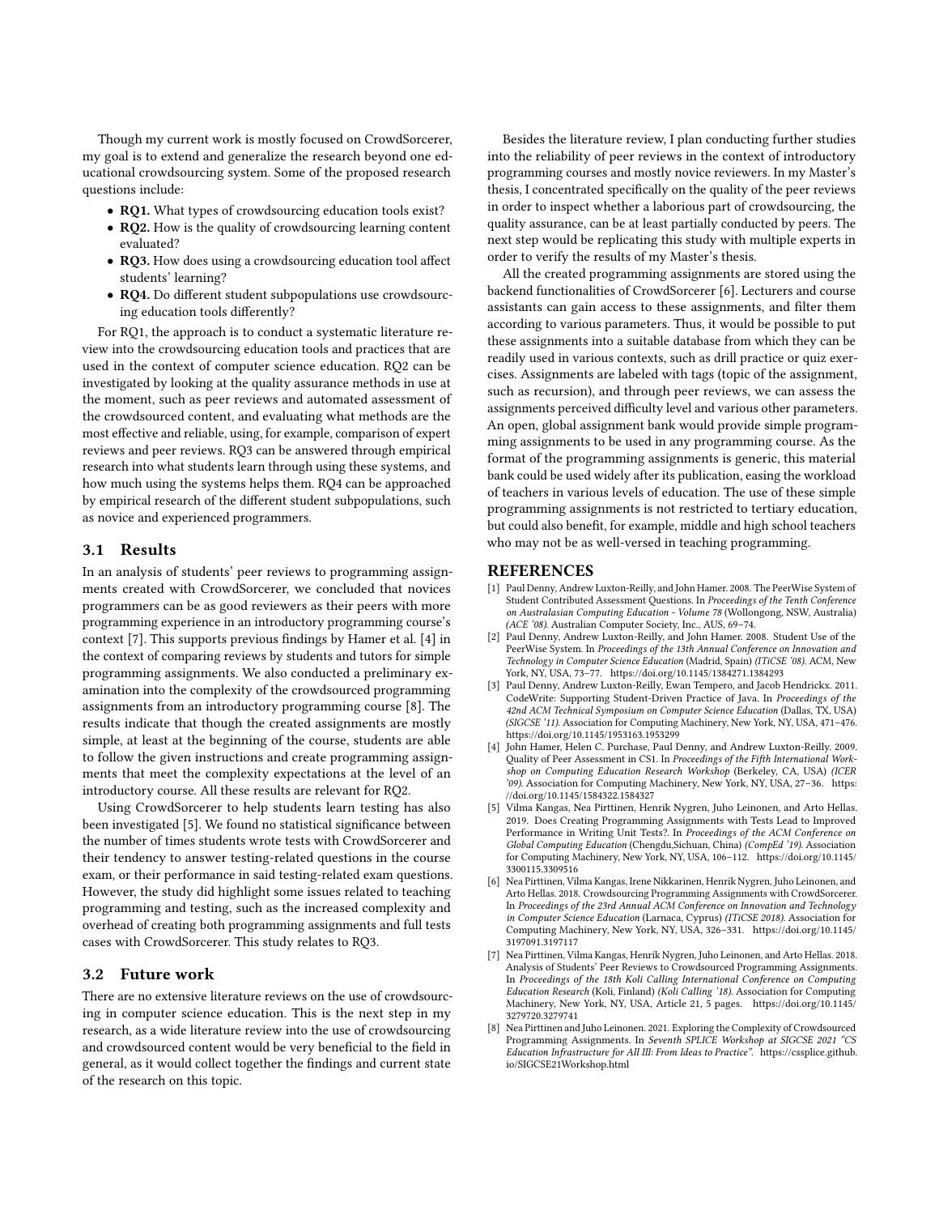Though my current work is mostly focused on CrowdSorcerer, my goal is to extend and generalize the research beyond one educational crowdsourcing system. Some of the proposed research questions include:

- **RQ1.** What types of crowdsourcing education tools exist?
- **RQ2.** How is the quality of crowdsourcing learning content evaluated?
- **RQ3.** How does using a crowdsourcing education tool affect students' learning?
- **RQ4.** Do different student subpopulations use crowdsourcing education tools differently?

For RQ1, the approach is to conduct a systematic literature review into the crowdsourcing education tools and practices that are used in the context of computer science education. RQ2 can be investigated by looking at the quality assurance methods in use at the moment, such as peer reviews and automated assessment of the crowdsourced content, and evaluating what methods are the most effective and reliable, using, for example, comparison of expert reviews and peer reviews. RQ3 can be answered through empirical research into what students learn through using these systems, and how much using the systems helps them. RQ4 can be approached by empirical research of the different student subpopulations, such as novice and experienced programmers.

### 3.1 Results

In an analysis of students' peer reviews to programming assignments created with CrowdSorcerer, we concluded that novices programmers can be as good reviewers as their peers with more programming experience in an introductory programming course's context [7]. This supports previous findings by Hamer et al. [4] in the context of comparing reviews by students and tutors for simple programming assignments. We also conducted a preliminary examination into the complexity of the crowdsourced programming assignments from an introductory programming course [8]. The results indicate that though the created assignments are mostly simple, at least at the beginning of the course, students are able to follow the given instructions and create programming assignments that meet the complexity expectations at the level of an introductory course. All these results are relevant for RQ2.

Using CrowdSorcerer to help students learn testing has also been investigated [5]. We found no statistical significance between the number of times students wrote tests with CrowdSorcerer and their tendency to answer testing-related questions in the course exam, or their performance in said testing-related exam questions. However, the study did highlight some issues related to teaching programming and testing, such as the increased complexity and overhead of creating both programming assignments and full tests cases with CrowdSorcerer. This study relates to RQ3.

### 3.2 Future work

There are no extensive literature reviews on the use of crowdsourcing in computer science education. This is the next step in my research, as a wide literature review into the use of crowdsourcing and crowdsourced content would be very beneficial to the field in general, as it would collect together the findings and current state of the research on this topic.

Besides the literature review, I plan conducting further studies into the reliability of peer reviews in the context of introductory programming courses and mostly novice reviewers. In my Master's thesis, I concentrated specifically on the quality of the peer reviews in order to inspect whether a laborious part of crowdsourcing, the quality assurance, can be at least partially conducted by peers. The next step would be replicating this study with multiple experts in order to verify the results of my Master's thesis.

All the created programming assignments are stored using the backend functionalities of CrowdSorcerer [6]. Lecturers and course assistants can gain access to these assignments, and filter them according to various parameters. Thus, it would be possible to put these assignments into a suitable database from which they can be readily used in various contexts, such as drill practice or quiz exercises. Assignments are labeled with tags (topic of the assignment, such as recursion), and through peer reviews, we can assess the assignments perceived difficulty level and various other parameters. An open, global assignment bank would provide simple programming assignments to be used in any programming course. As the format of the programming assignments is generic, this material bank could be used widely after its publication, easing the workload of teachers in various levels of education. The use of these simple programming assignments is not restricted to tertiary education, but could also benefit, for example, middle and high school teachers who may not be as well-versed in teaching programming.

## REFERENCES

[1] Paul Denny, Andrew Luxton-Reilly, and John Hamer. 2008. The PeerWise System of Student Contributed Assessment Questions. In *Proceedings of the Tenth Conference on Australasian Computing Education - Volume 78* (Wollongong, NSW, Australia) *(ACE '08)*. Australian Computer Society, Inc., AUS, 69–74.

[2] Paul Denny, Andrew Luxton-Reilly, and John Hamer. 2008. Student Use of the PeerWise System. In *Proceedings of the 13th Annual Conference on Innovation and Technology in Computer Science Education* (Madrid, Spain) *(ITiCSE '08)*. ACM, New York, NY, USA, 73–77. https://doi.org/10.1145/1384271.1384293

[3] Paul Denny, Andrew Luxton-Reilly, Ewan Tempero, and Jacob Hendrickx. 2011. CodeWrite: Supporting Student-Driven Practice of Java. In *Proceedings of the 42nd ACM Technical Symposium on Computer Science Education* (Dallas, TX, USA) *(SIGCSE '11)*. Association for Computing Machinery, New York, NY, USA, 471–476. https://doi.org/10.1145/1953163.1953299

[4] John Hamer, Helen C. Purchase, Paul Denny, and Andrew Luxton-Reilly. 2009. Quality of Peer Assessment in CS1. In *Proceedings of the Fifth International Workshop on Computing Education Research Workshop* (Berkeley, CA, USA) *(ICER '09)*. Association for Computing Machinery, New York, NY, USA, 27–36. https://doi.org/10.1145/1584322.1584327

[5] Vilma Kangas, Nea Pirttinen, Henrik Nygren, Juho Leinonen, and Arto Hellas. 2019. Does Creating Programming Assignments with Tests Lead to Improved Performance in Writing Unit Tests?. In *Proceedings of the ACM Conference on Global Computing Education* (Chengdu,Sichuan, China) *(CompEd '19)*. Association for Computing Machinery, New York, NY, USA, 106–112. https://doi.org/10.1145/3300115.3309516

[6] Nea Pirttinen, Vilma Kangas, Irene Nikkarinen, Henrik Nygren, Juho Leinonen, and Arto Hellas. 2018. Crowdsourcing Programming Assignments with CrowdSorcerer. In *Proceedings of the 23rd Annual ACM Conference on Innovation and Technology in Computer Science Education* (Larnaca, Cyprus) *(ITiCSE 2018)*. Association for Computing Machinery, New York, NY, USA, 326–331. https://doi.org/10.1145/3197091.3197117

[7] Nea Pirttinen, Vilma Kangas, Henrik Nygren, Juho Leinonen, and Arto Hellas. 2018. Analysis of Students' Peer Reviews to Crowdsourced Programming Assignments. In *Proceedings of the 18th Koli Calling International Conference on Computing Education Research* (Koli, Finland) *(Koli Calling '18)*. Association for Computing Machinery, New York, NY, USA, Article 21, 5 pages. https://doi.org/10.1145/3279720.3279741

[8] Nea Pirttinen and Juho Leinonen. 2021. Exploring the Complexity of Crowdsourced Programming Assignments. In *Seventh SPLICE Workshop at SIGCSE 2021 "CS Education Infrastructure for All III: From Ideas to Practice"*. https://cssplice.github.io/SIGCSE21Workshop.html